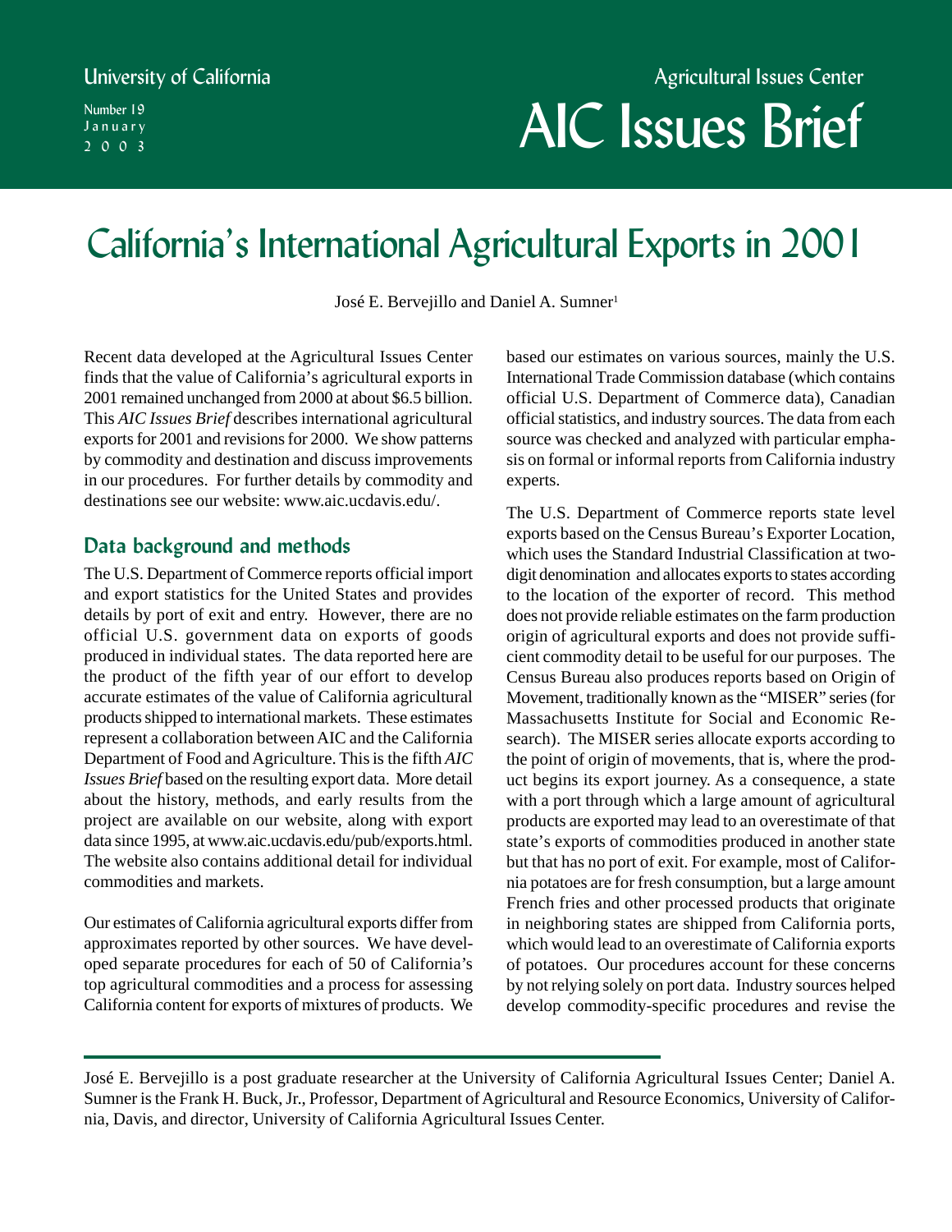University of California

Number 19
January
2003

Agricultural Issues Center

# AIC Issues Brief

## California's International Agricultural Exports in 2001

José E. Bervejillo and Daniel A. Sumner[1]

Recent data developed at the Agricultural Issues Center finds that the value of California's agricultural exports in 2001 remained unchanged from 2000 at about $6.5 billion. This *AIC Issues Brief* describes international agricultural exports for 2001 and revisions for 2000. We show patterns by commodity and destination and discuss improvements in our procedures. For further details by commodity and destinations see our website: www.aic.ucdavis.edu/.

### Data background and methods

The U.S. Department of Commerce reports official import and export statistics for the United States and provides details by port of exit and entry. However, there are no official U.S. government data on exports of goods produced in individual states. The data reported here are the product of the fifth year of our effort to develop accurate estimates of the value of California agricultural products shipped to international markets. These estimates represent a collaboration between AIC and the California Department of Food and Agriculture. This is the fifth *AIC Issues Brief* based on the resulting export data. More detail about the history, methods, and early results from the project are available on our website, along with export data since 1995, at www.aic.ucdavis.edu/pub/exports.html. The website also contains additional detail for individual commodities and markets.

Our estimates of California agricultural exports differ from approximates reported by other sources. We have developed separate procedures for each of 50 of California's top agricultural commodities and a process for assessing California content for exports of mixtures of products. We based our estimates on various sources, mainly the U.S. International Trade Commission database (which contains official U.S. Department of Commerce data), Canadian official statistics, and industry sources. The data from each source was checked and analyzed with particular emphasis on formal or informal reports from California industry experts.

The U.S. Department of Commerce reports state level exports based on the Census Bureau's Exporter Location, which uses the Standard Industrial Classification at two-digit denomination and allocates exports to states according to the location of the exporter of record. This method does not provide reliable estimates on the farm production origin of agricultural exports and does not provide sufficient commodity detail to be useful for our purposes. The Census Bureau also produces reports based on Origin of Movement, traditionally known as the "MISER" series (for Massachusetts Institute for Social and Economic Research). The MISER series allocate exports according to the point of origin of movements, that is, where the product begins its export journey. As a consequence, a state with a port through which a large amount of agricultural products are exported may lead to an overestimate of that state's exports of commodities produced in another state but that has no port of exit. For example, most of California potatoes are for fresh consumption, but a large amount French fries and other processed products that originate in neighboring states are shipped from California ports, which would lead to an overestimate of California exports of potatoes. Our procedures account for these concerns by not relying solely on port data. Industry sources helped develop commodity-specific procedures and revise the

---

José E. Bervejillo is a post graduate researcher at the University of California Agricultural Issues Center; Daniel A. Sumner is the Frank H. Buck, Jr., Professor, Department of Agricultural and Resource Economics, University of California, Davis, and director, University of California Agricultural Issues Center.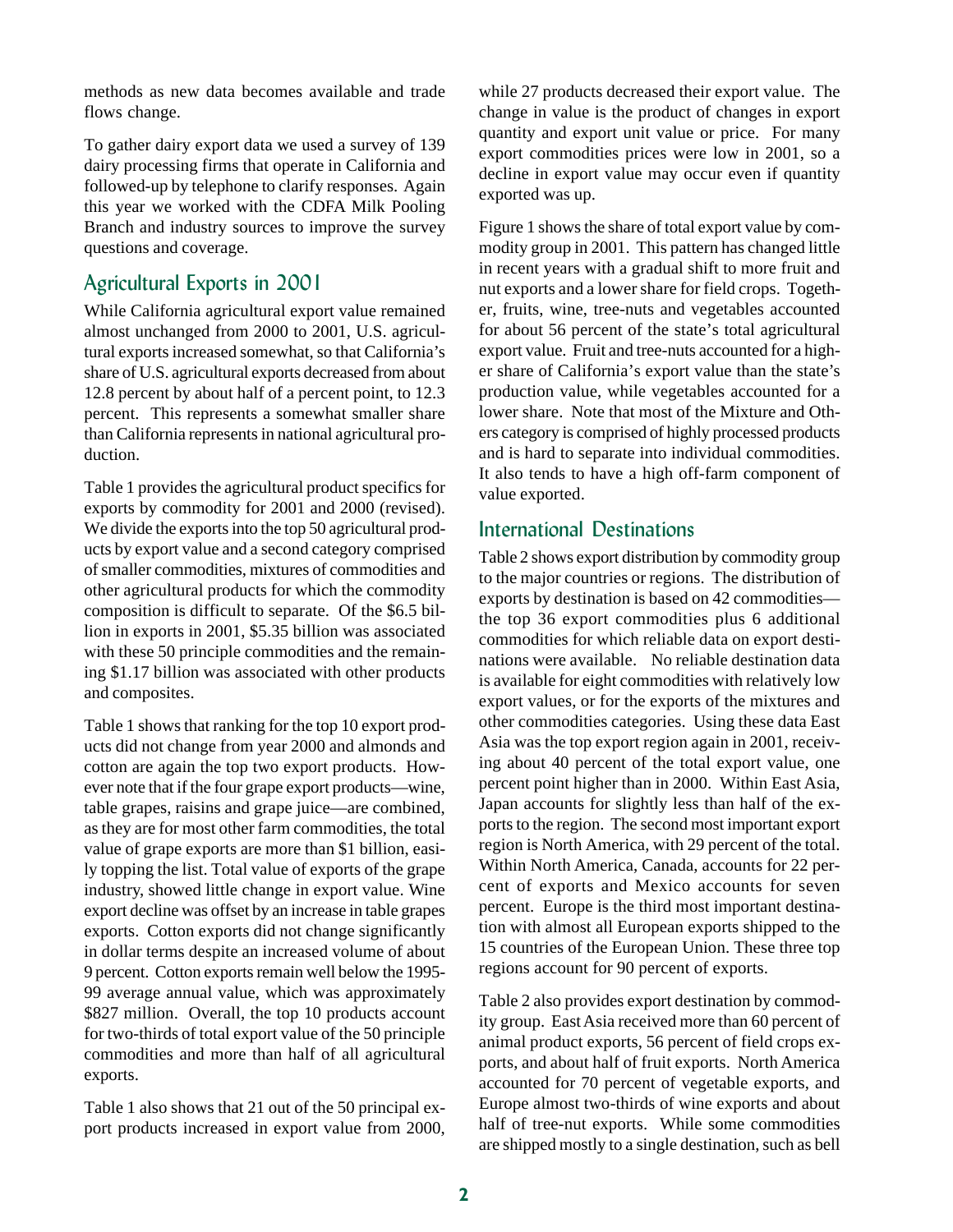methods as new data becomes available and trade flows change.

To gather dairy export data we used a survey of 139 dairy processing firms that operate in California and followed-up by telephone to clarify responses. Again this year we worked with the CDFA Milk Pooling Branch and industry sources to improve the survey questions and coverage.

## Agricultural Exports in 2001

While California agricultural export value remained almost unchanged from 2000 to 2001, U.S. agricultural exports increased somewhat, so that California's share of U.S. agricultural exports decreased from about 12.8 percent by about half of a percent point, to 12.3 percent. This represents a somewhat smaller share than California represents in national agricultural production.

Table 1 provides the agricultural product specifics for exports by commodity for 2001 and 2000 (revised). We divide the exports into the top 50 agricultural products by export value and a second category comprised of smaller commodities, mixtures of commodities and other agricultural products for which the commodity composition is difficult to separate. Of the $6.5 billion in exports in 2001, $5.35 billion was associated with these 50 principle commodities and the remaining $1.17 billion was associated with other products and composites.

Table 1 shows that ranking for the top 10 export products did not change from year 2000 and almonds and cotton are again the top two export products. However note that if the four grape export products—wine, table grapes, raisins and grape juice—are combined, as they are for most other farm commodities, the total value of grape exports are more than $1 billion, easily topping the list. Total value of exports of the grape industry, showed little change in export value. Wine export decline was offset by an increase in table grapes exports. Cotton exports did not change significantly in dollar terms despite an increased volume of about 9 percent. Cotton exports remain well below the 1995-99 average annual value, which was approximately $827 million. Overall, the top 10 products account for two-thirds of total export value of the 50 principle commodities and more than half of all agricultural exports.

Table 1 also shows that 21 out of the 50 principal export products increased in export value from 2000, while 27 products decreased their export value. The change in value is the product of changes in export quantity and export unit value or price. For many export commodities prices were low in 2001, so a decline in export value may occur even if quantity exported was up.

Figure 1 shows the share of total export value by commodity group in 2001. This pattern has changed little in recent years with a gradual shift to more fruit and nut exports and a lower share for field crops. Together, fruits, wine, tree-nuts and vegetables accounted for about 56 percent of the state's total agricultural export value. Fruit and tree-nuts accounted for a higher share of California's export value than the state's production value, while vegetables accounted for a lower share. Note that most of the Mixture and Others category is comprised of highly processed products and is hard to separate into individual commodities. It also tends to have a high off-farm component of value exported.

## International Destinations

Table 2 shows export distribution by commodity group to the major countries or regions. The distribution of exports by destination is based on 42 commodities—the top 36 export commodities plus 6 additional commodities for which reliable data on export destinations were available. No reliable destination data is available for eight commodities with relatively low export values, or for the exports of the mixtures and other commodities categories. Using these data East Asia was the top export region again in 2001, receiving about 40 percent of the total export value, one percent point higher than in 2000. Within East Asia, Japan accounts for slightly less than half of the exports to the region. The second most important export region is North America, with 29 percent of the total. Within North America, Canada, accounts for 22 percent of exports and Mexico accounts for seven percent. Europe is the third most important destination with almost all European exports shipped to the 15 countries of the European Union. These three top regions account for 90 percent of exports.

Table 2 also provides export destination by commodity group. East Asia received more than 60 percent of animal product exports, 56 percent of field crops exports, and about half of fruit exports. North America accounted for 70 percent of vegetable exports, and Europe almost two-thirds of wine exports and about half of tree-nut exports. While some commodities are shipped mostly to a single destination, such as bell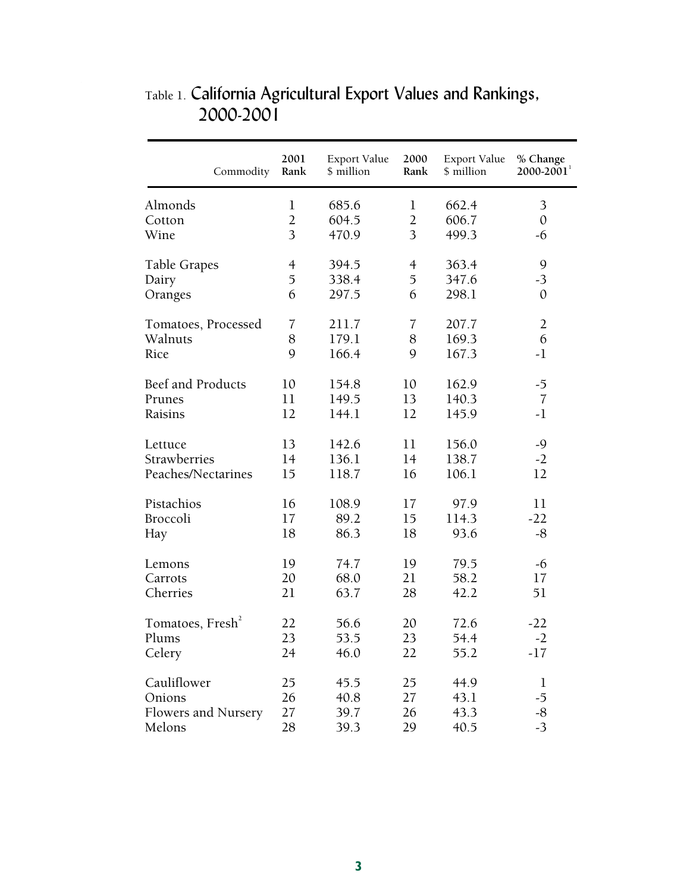Table 1. California Agricultural Export Values and Rankings, 2000-2001

| Commodity | 2001 Rank | Export Value $ million | 2000 Rank | Export Value $ million | % Change 2000-2001[1] |
|---|---|---|---|---|---|
| Almonds | 1 | 685.6 | 1 | 662.4 | 3 |
| Cotton | 2 | 604.5 | 2 | 606.7 | 0 |
| Wine | 3 | 470.9 | 3 | 499.3 | -6 |
| Table Grapes | 4 | 394.5 | 4 | 363.4 | 9 |
| Dairy | 5 | 338.4 | 5 | 347.6 | -3 |
| Oranges | 6 | 297.5 | 6 | 298.1 | 0 |
| Tomatoes, Processed | 7 | 211.7 | 7 | 207.7 | 2 |
| Walnuts | 8 | 179.1 | 8 | 169.3 | 6 |
| Rice | 9 | 166.4 | 9 | 167.3 | -1 |
| Beef and Products | 10 | 154.8 | 10 | 162.9 | -5 |
| Prunes | 11 | 149.5 | 13 | 140.3 | 7 |
| Raisins | 12 | 144.1 | 12 | 145.9 | -1 |
| Lettuce | 13 | 142.6 | 11 | 156.0 | -9 |
| Strawberries | 14 | 136.1 | 14 | 138.7 | -2 |
| Peaches/Nectarines | 15 | 118.7 | 16 | 106.1 | 12 |
| Pistachios | 16 | 108.9 | 17 | 97.9 | 11 |
| Broccoli | 17 | 89.2 | 15 | 114.3 | -22 |
| Hay | 18 | 86.3 | 18 | 93.6 | -8 |
| Lemons | 19 | 74.7 | 19 | 79.5 | -6 |
| Carrots | 20 | 68.0 | 21 | 58.2 | 17 |
| Cherries | 21 | 63.7 | 28 | 42.2 | 51 |
| Tomatoes, Fresh[2] | 22 | 56.6 | 20 | 72.6 | -22 |
| Plums | 23 | 53.5 | 23 | 54.4 | -2 |
| Celery | 24 | 46.0 | 22 | 55.2 | -17 |
| Cauliflower | 25 | 45.5 | 25 | 44.9 | 1 |
| Onions | 26 | 40.8 | 27 | 43.1 | -5 |
| Flowers and Nursery | 27 | 39.7 | 26 | 43.3 | -8 |
| Melons | 28 | 39.3 | 29 | 40.5 | -3 |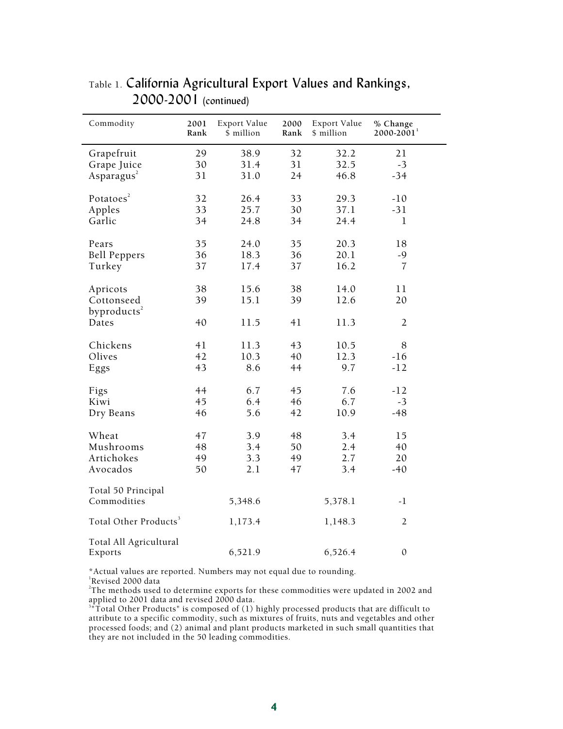Table 1. **California Agricultural Export Values and Rankings, 2000-2001** (continued)

| Commodity | 2001 Rank | Export Value $ million | 2000 Rank | Export Value $ million | % Change 2000-2001[1] |
|---|---|---|---|---|---|
| Grapefruit | 29 | 38.9 | 32 | 32.2 | 21 |
| Grape Juice | 30 | 31.4 | 31 | 32.5 | -3 |
| Asparagus[2] | 31 | 31.0 | 24 | 46.8 | -34 |
| Potatoes[2] | 32 | 26.4 | 33 | 29.3 | -10 |
| Apples | 33 | 25.7 | 30 | 37.1 | -31 |
| Garlic | 34 | 24.8 | 34 | 24.4 | 1 |
| Pears | 35 | 24.0 | 35 | 20.3 | 18 |
| Bell Peppers | 36 | 18.3 | 36 | 20.1 | -9 |
| Turkey | 37 | 17.4 | 37 | 16.2 | 7 |
| Apricots | 38 | 15.6 | 38 | 14.0 | 11 |
| Cottonseed byproducts[2] | 39 | 15.1 | 39 | 12.6 | 20 |
| Dates | 40 | 11.5 | 41 | 11.3 | 2 |
| Chickens | 41 | 11.3 | 43 | 10.5 | 8 |
| Olives | 42 | 10.3 | 40 | 12.3 | -16 |
| Eggs | 43 | 8.6 | 44 | 9.7 | -12 |
| Figs | 44 | 6.7 | 45 | 7.6 | -12 |
| Kiwi | 45 | 6.4 | 46 | 6.7 | -3 |
| Dry Beans | 46 | 5.6 | 42 | 10.9 | -48 |
| Wheat | 47 | 3.9 | 48 | 3.4 | 15 |
| Mushrooms | 48 | 3.4 | 50 | 2.4 | 40 |
| Artichokes | 49 | 3.3 | 49 | 2.7 | 20 |
| Avocados | 50 | 2.1 | 47 | 3.4 | -40 |
| Total 50 Principal Commodities | | 5,348.6 | | 5,378.1 | -1 |
| Total Other Products[3] | | 1,173.4 | | 1,148.3 | 2 |
| Total All Agricultural Exports | | 6,521.9 | | 6,526.4 | 0 |

*Actual values are reported. Numbers may not equal due to rounding.

[1]Revised 2000 data

[2]The methods used to determine exports for these commodities were updated in 2002 and applied to 2001 data and revised 2000 data.

[3]"Total Other Products" is composed of (1) highly processed products that are difficult to attribute to a specific commodity, such as mixtures of fruits, nuts and vegetables and other processed foods; and (2) animal and plant products marketed in such small quantities that they are not included in the 50 leading commodities.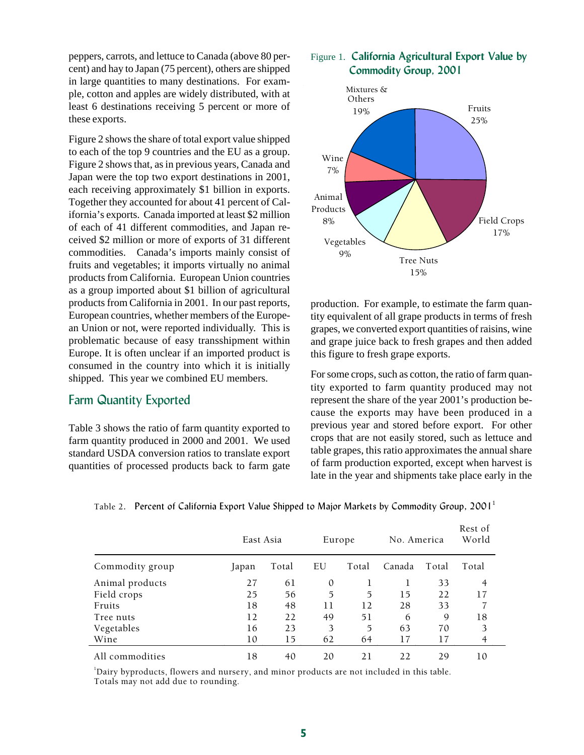peppers, carrots, and lettuce to Canada (above 80 percent) and hay to Japan (75 percent), others are shipped in large quantities to many destinations. For example, cotton and apples are widely distributed, with at least 6 destinations receiving 5 percent or more of these exports.

Figure 2 shows the share of total export value shipped to each of the top 9 countries and the EU as a group. Figure 2 shows that, as in previous years, Canada and Japan were the top two export destinations in 2001, each receiving approximately $1 billion in exports. Together they accounted for about 41 percent of California's exports. Canada imported at least $2 million of each of 41 different commodities, and Japan received $2 million or more of exports of 31 different commodities. Canada's imports mainly consist of fruits and vegetables; it imports virtually no animal products from California. European Union countries as a group imported about $1 billion of agricultural products from California in 2001. In our past reports, European countries, whether members of the European Union or not, were reported individually. This is problematic because of easy transshipment within Europe. It is often unclear if an imported product is consumed in the country into which it is initially shipped. This year we combined EU members.

## Farm Quantity Exported

Table 3 shows the ratio of farm quantity exported to farm quantity produced in 2000 and 2001. We used standard USDA conversion ratios to translate export quantities of processed products back to farm gate production. For example, to estimate the farm quantity equivalent of all grape products in terms of fresh grapes, we converted export quantities of raisins, wine and grape juice back to fresh grapes and then added this figure to fresh grape exports.

For some crops, such as cotton, the ratio of farm quantity exported to farm quantity produced may not represent the share of the year 2001's production because the exports may have been produced in a previous year and stored before export. For other crops that are not easily stored, such as lettuce and table grapes, this ratio approximates the annual share of farm production exported, except when harvest is late in the year and shipments take place early in the

Figure 1. **California Agricultural Export Value by Commodity Group, 2001**

| Commodity group | Share |
|---|---|
| Fruits | 25% |
| Field Crops | 17% |
| Tree Nuts | 15% |
| Vegetables | 9% |
| Animal Products | 8% |
| Wine | 7% |
| Mixtures & Others | 19% |

Table 2. **Percent of California Export Value Shipped to Major Markets by Commodity Group, 2001**[1]

| | East Asia | | Europe | | No. America | | Rest of World |
|---|---|---|---|---|---|---|---|
| Commodity group | Japan | Total | EU | Total | Canada | Total | Total |
| Animal products | 27 | 61 | 0 | 1 | 1 | 33 | 4 |
| Field crops | 25 | 56 | 5 | 5 | 15 | 22 | 17 |
| Fruits | 18 | 48 | 11 | 12 | 28 | 33 | 7 |
| Tree nuts | 12 | 22 | 49 | 51 | 6 | 9 | 18 |
| Vegetables | 16 | 23 | 3 | 5 | 63 | 70 | 3 |
| Wine | 10 | 15 | 62 | 64 | 17 | 17 | 4 |
| All commodities | 18 | 40 | 20 | 21 | 22 | 29 | 10 |

[1]Dairy byproducts, flowers and nursery, and minor products are not included in this table. Totals may not add due to rounding.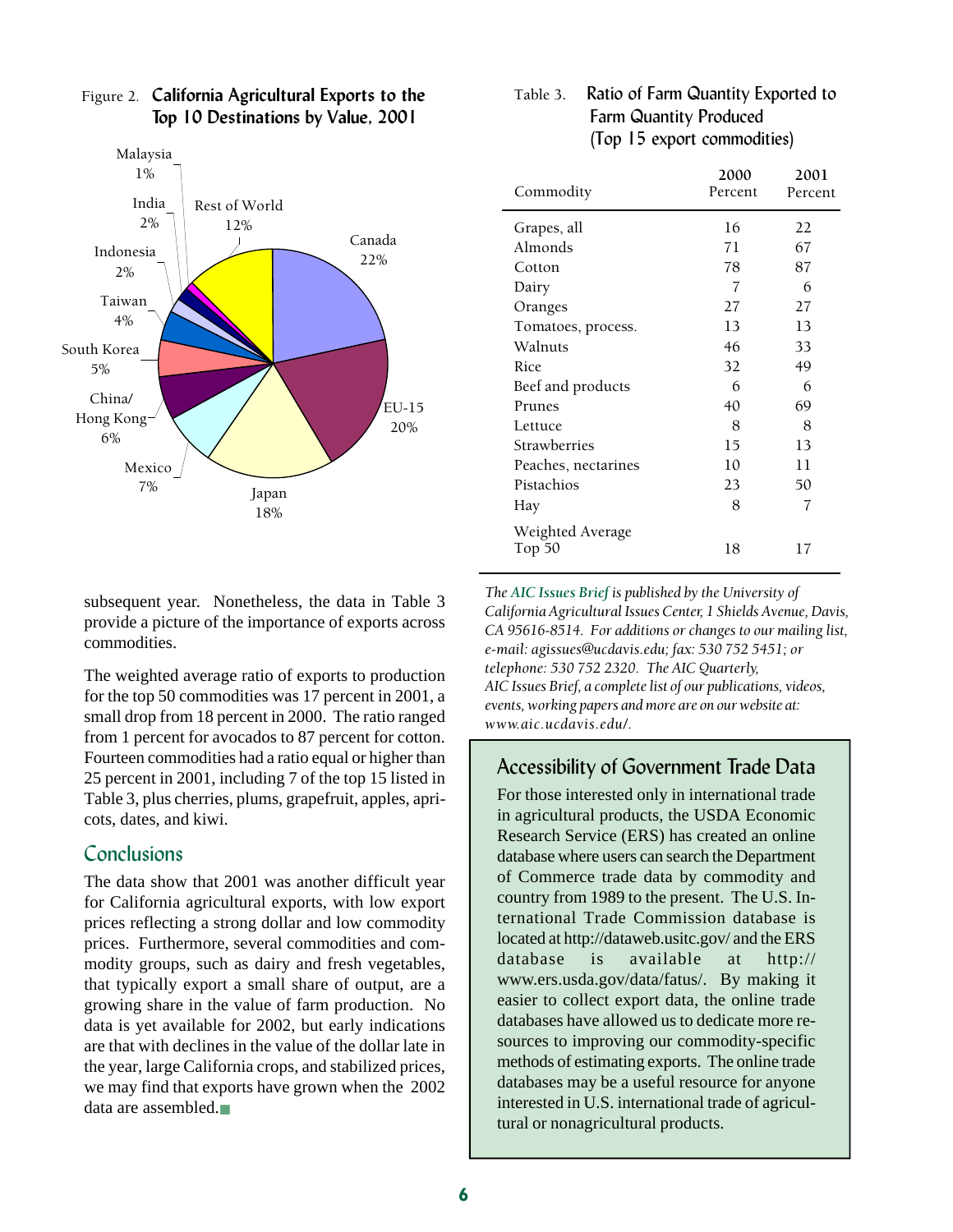Figure 2. **California Agricultural Exports to the Top 10 Destinations by Value, 2001**

Malaysia 1%
India 2%
Rest of World 12%
Indonesia 2%
Taiwan 4%
South Korea 5%
China/ Hong Kong 6%
Mexico 7%
Japan 18%
EU-15 20%
Canada 22%

subsequent year. Nonetheless, the data in Table 3 provide a picture of the importance of exports across commodities.

The weighted average ratio of exports to production for the top 50 commodities was 17 percent in 2001, a small drop from 18 percent in 2000. The ratio ranged from 1 percent for avocados to 87 percent for cotton. Fourteen commodities had a ratio equal or higher than 25 percent in 2001, including 7 of the top 15 listed in Table 3, plus cherries, plums, grapefruit, apples, apricots, dates, and kiwi.

## Conclusions

The data show that 2001 was another difficult year for California agricultural exports, with low export prices reflecting a strong dollar and low commodity prices. Furthermore, several commodities and commodity groups, such as dairy and fresh vegetables, that typically export a small share of output, are a growing share in the value of farm production. No data is yet available for 2002, but early indications are that with declines in the value of the dollar late in the year, large California crops, and stabilized prices, we may find that exports have grown when the 2002 data are assembled.

Table 3. **Ratio of Farm Quantity Exported to Farm Quantity Produced (Top 15 export commodities)**

| Commodity | 2000 Percent | 2001 Percent |
|---|---|---|
| Grapes, all | 16 | 22 |
| Almonds | 71 | 67 |
| Cotton | 78 | 87 |
| Dairy | 7 | 6 |
| Oranges | 27 | 27 |
| Tomatoes, process. | 13 | 13 |
| Walnuts | 46 | 33 |
| Rice | 32 | 49 |
| Beef and products | 6 | 6 |
| Prunes | 40 | 69 |
| Lettuce | 8 | 8 |
| Strawberries | 15 | 13 |
| Peaches, nectarines | 10 | 11 |
| Pistachios | 23 | 50 |
| Hay | 8 | 7 |
| Weighted Average Top 50 | 18 | 17 |

*The **AIC Issues Brief** is published by the University of California Agricultural Issues Center, 1 Shields Avenue, Davis, CA 95616-8514. For additions or changes to our mailing list, e-mail: agissues@ucdavis.edu; fax: 530 752 5451; or telephone: 530 752 2320. The AIC Quarterly, AIC Issues Brief, a complete list of our publications, videos, events, working papers and more are on our website at: www.aic.ucdavis.edu/.*

### Accessibility of Government Trade Data

For those interested only in international trade in agricultural products, the USDA Economic Research Service (ERS) has created an online database where users can search the Department of Commerce trade data by commodity and country from 1989 to the present. The U.S. International Trade Commission database is located at http://dataweb.usitc.gov/ and the ERS database is available at http://www.ers.usda.gov/data/fatus/. By making it easier to collect export data, the online trade databases have allowed us to dedicate more resources to improving our commodity-specific methods of estimating exports. The online trade databases may be a useful resource for anyone interested in U.S. international trade of agricultural or nonagricultural products.